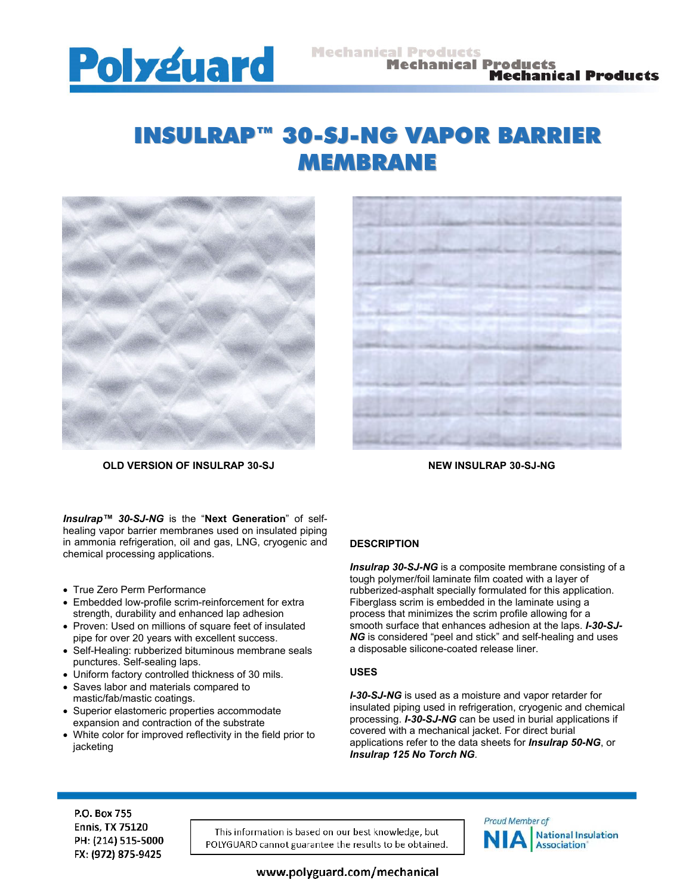# INSULRAP™ 30-SJ-NG VAPOR BARRIER MEMBRANE

**OLD VERSION OF INSULRAP 30-SJ**

**NEW INSULRAP 30-SJ-NG**

***Insulrap™ 30-SJ-NG*** is the "**Next Generation**" of self-healing vapor barrier membranes used on insulated piping in ammonia refrigeration, oil and gas, LNG, cryogenic and chemical processing applications.

- True Zero Perm Performance
- Embedded low-profile scrim-reinforcement for extra strength, durability and enhanced lap adhesion
- Proven: Used on millions of square feet of insulated pipe for over 20 years with excellent success.
- Self-Healing: rubberized bituminous membrane seals punctures. Self-sealing laps.
- Uniform factory controlled thickness of 30 mils.
- Saves labor and materials compared to mastic/fab/mastic coatings.
- Superior elastomeric properties accommodate expansion and contraction of the substrate
- White color for improved reflectivity in the field prior to jacketing

## DESCRIPTION

***Insulrap 30-SJ-NG*** is a composite membrane consisting of a tough polymer/foil laminate film coated with a layer of rubberized-asphalt specially formulated for this application. Fiberglass scrim is embedded in the laminate using a process that minimizes the scrim profile allowing for a smooth surface that enhances adhesion at the laps. ***I-30-SJ-NG*** is considered "peel and stick" and self-healing and uses a disposable silicone-coated release liner.

## USES

***I-30-SJ-NG*** is used as a moisture and vapor retarder for insulated piping used in refrigeration, cryogenic and chemical processing. ***I-30-SJ-NG*** can be used in burial applications if covered with a mechanical jacket. For direct burial applications refer to the data sheets for ***Insulrap 50-NG***, or ***Insulrap 125 No Torch NG***.

P.O. Box 755
Ennis, TX 75120
PH: (214) 515-5000
FX: (972) 875-9425

This information is based on our best knowledge, but POLYGUARD cannot guarantee the results to be obtained.

Proud Member of NIA National Insulation Association

www.polyguard.com/mechanical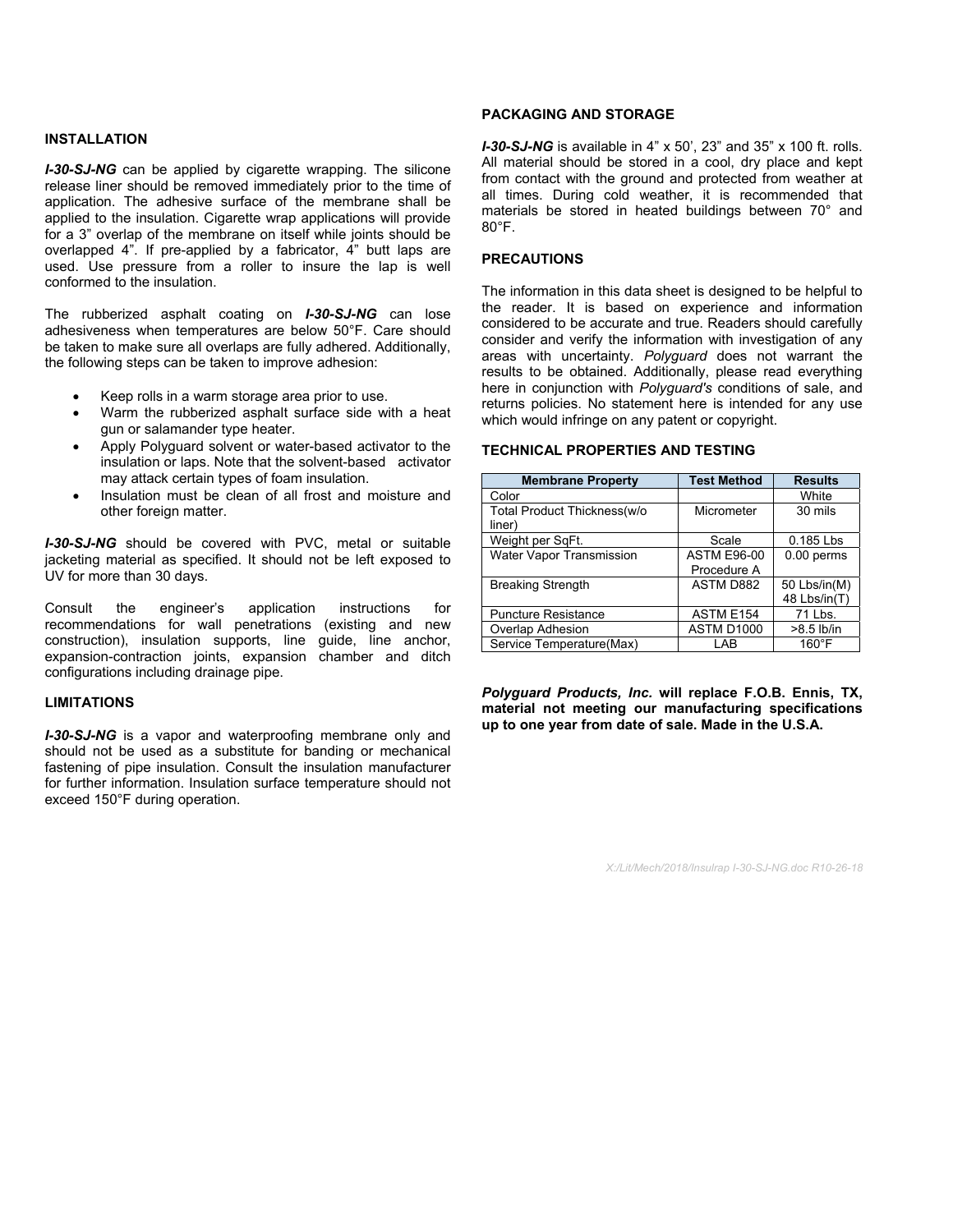## INSTALLATION

***I-30-SJ-NG*** can be applied by cigarette wrapping. The silicone release liner should be removed immediately prior to the time of application. The adhesive surface of the membrane shall be applied to the insulation. Cigarette wrap applications will provide for a 3" overlap of the membrane on itself while joints should be overlapped 4". If pre-applied by a fabricator, 4" butt laps are used. Use pressure from a roller to insure the lap is well conformed to the insulation.

The rubberized asphalt coating on ***I-30-SJ-NG*** can lose adhesiveness when temperatures are below 50°F. Care should be taken to make sure all overlaps are fully adhered. Additionally, the following steps can be taken to improve adhesion:

- Keep rolls in a warm storage area prior to use.
- Warm the rubberized asphalt surface side with a heat gun or salamander type heater.
- Apply Polyguard solvent or water-based activator to the insulation or laps. Note that the solvent-based activator may attack certain types of foam insulation.
- Insulation must be clean of all frost and moisture and other foreign matter.

***I-30-SJ-NG*** should be covered with PVC, metal or suitable jacketing material as specified. It should not be left exposed to UV for more than 30 days.

Consult the engineer's application instructions for recommendations for wall penetrations (existing and new construction), insulation supports, line guide, line anchor, expansion-contraction joints, expansion chamber and ditch configurations including drainage pipe.

## LIMITATIONS

***I-30-SJ-NG*** is a vapor and waterproofing membrane only and should not be used as a substitute for banding or mechanical fastening of pipe insulation. Consult the insulation manufacturer for further information. Insulation surface temperature should not exceed 150°F during operation.

## PACKAGING AND STORAGE

***I-30-SJ-NG*** is available in 4" x 50', 23" and 35" x 100 ft. rolls. All material should be stored in a cool, dry place and kept from contact with the ground and protected from weather at all times. During cold weather, it is recommended that materials be stored in heated buildings between 70° and 80°F.

## PRECAUTIONS

The information in this data sheet is designed to be helpful to the reader. It is based on experience and information considered to be accurate and true. Readers should carefully consider and verify the information with investigation of any areas with uncertainty. *Polyguard* does not warrant the results to be obtained. Additionally, please read everything here in conjunction with *Polyguard's* conditions of sale, and returns policies. No statement here is intended for any use which would infringe on any patent or copyright.

## TECHNICAL PROPERTIES AND TESTING

| Membrane Property | Test Method | Results |
|---|---|---|
| Color | | White |
| Total Product Thickness(w/o liner) | Micrometer | 30 mils |
| Weight per SqFt. | Scale | 0.185 Lbs |
| Water Vapor Transmission | ASTM E96-00 Procedure A | 0.00 perms |
| Breaking Strength | ASTM D882 | 50 Lbs/in(M) 48 Lbs/in(T) |
| Puncture Resistance | ASTM E154 | 71 Lbs. |
| Overlap Adhesion | ASTM D1000 | >8.5 lb/in |
| Service Temperature(Max) | LAB | 160°F |

***Polyguard Products, Inc.* will replace F.O.B. Ennis, TX, material not meeting our manufacturing specifications up to one year from date of sale. Made in the U.S.A.**

*X:/Lit/Mech/2018/Insulrap I-30-SJ-NG.doc R10-26-18*